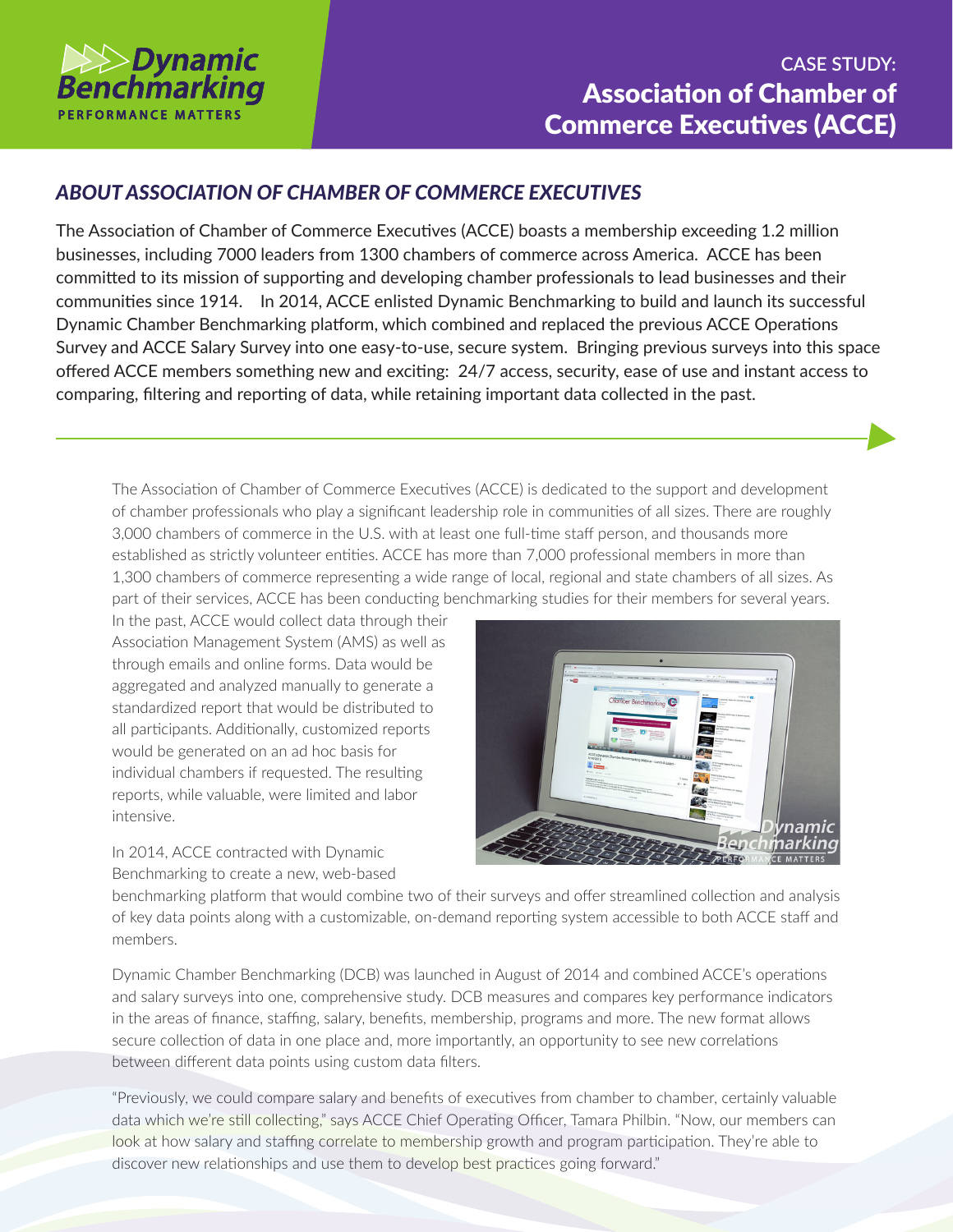# CASE STUDY: Association of Chamber of Commerce Executives (ACCE)

## *ABOUT ASSOCIATION OF CHAMBER OF COMMERCE EXECUTIVES*

The Association of Chamber of Commerce Executives (ACCE) boasts a membership exceeding 1.2 million businesses, including 7000 leaders from 1300 chambers of commerce across America. ACCE has been committed to its mission of supporting and developing chamber professionals to lead businesses and their communities since 1914. In 2014, ACCE enlisted Dynamic Benchmarking to build and launch its successful Dynamic Chamber Benchmarking platform, which combined and replaced the previous ACCE Operations Survey and ACCE Salary Survey into one easy-to-use, secure system. Bringing previous surveys into this space offered ACCE members something new and exciting: 24/7 access, security, ease of use and instant access to comparing, filtering and reporting of data, while retaining important data collected in the past.

The Association of Chamber of Commerce Executives (ACCE) is dedicated to the support and development of chamber professionals who play a significant leadership role in communities of all sizes. There are roughly 3,000 chambers of commerce in the U.S. with at least one full-time staff person, and thousands more established as strictly volunteer entities. ACCE has more than 7,000 professional members in more than 1,300 chambers of commerce representing a wide range of local, regional and state chambers of all sizes. As part of their services, ACCE has been conducting benchmarking studies for their members for several years.

In the past, ACCE would collect data through their Association Management System (AMS) as well as through emails and online forms. Data would be aggregated and analyzed manually to generate a standardized report that would be distributed to all participants. Additionally, customized reports would be generated on an ad hoc basis for individual chambers if requested. The resulting reports, while valuable, were limited and labor intensive.

In 2014, ACCE contracted with Dynamic Benchmarking to create a new, web-based benchmarking platform that would combine two of their surveys and offer streamlined collection and analysis of key data points along with a customizable, on-demand reporting system accessible to both ACCE staff and members.

Dynamic Chamber Benchmarking (DCB) was launched in August of 2014 and combined ACCE's operations and salary surveys into one, comprehensive study. DCB measures and compares key performance indicators in the areas of finance, staffing, salary, benefits, membership, programs and more. The new format allows secure collection of data in one place and, more importantly, an opportunity to see new correlations between different data points using custom data filters.

"Previously, we could compare salary and benefits of executives from chamber to chamber, certainly valuable data which we're still collecting," says ACCE Chief Operating Officer, Tamara Philbin. "Now, our members can look at how salary and staffing correlate to membership growth and program participation. They're able to discover new relationships and use them to develop best practices going forward."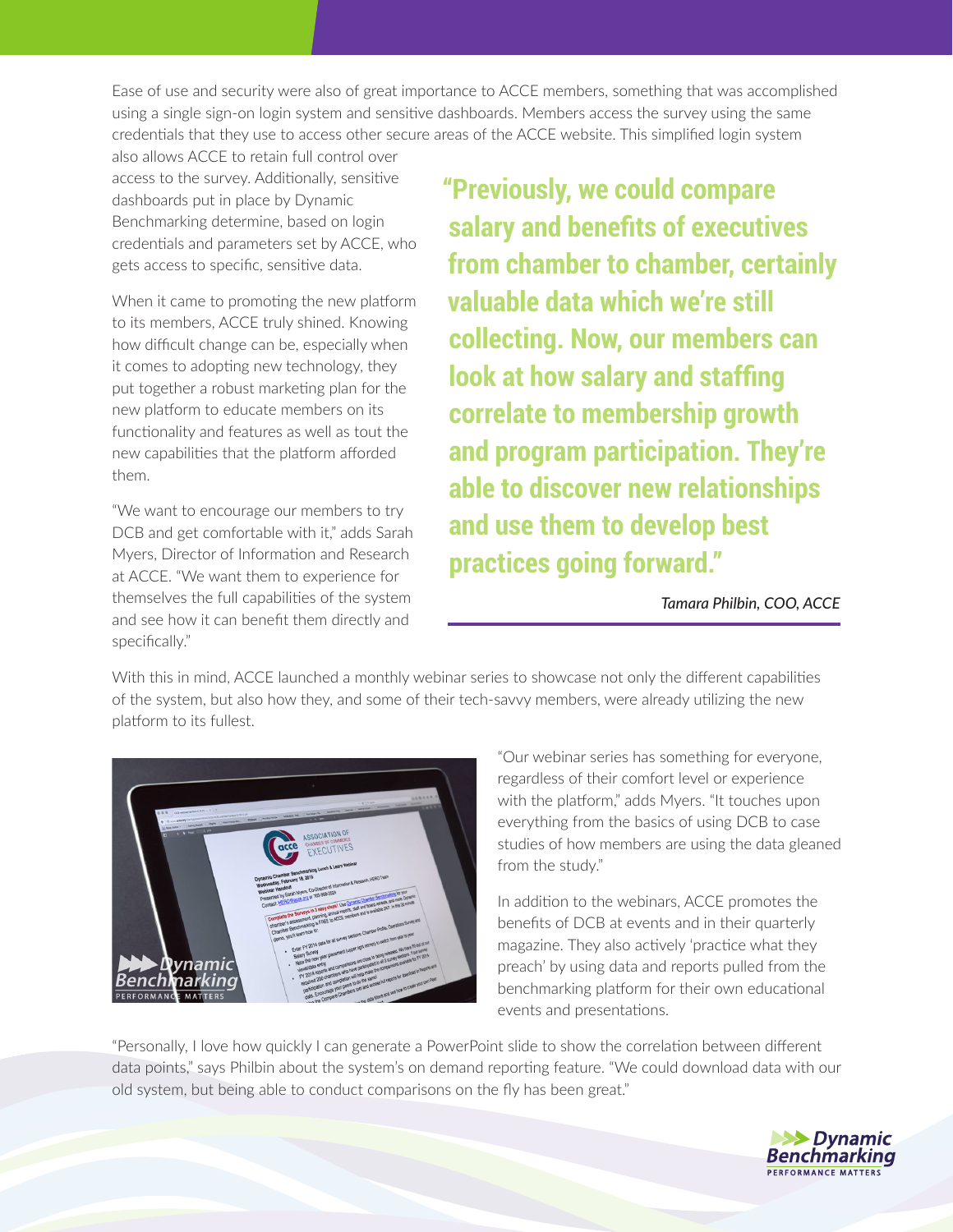Ease of use and security were also of great importance to ACCE members, something that was accomplished using a single sign-on login system and sensitive dashboards. Members access the survey using the same credentials that they use to access other secure areas of the ACCE website. This simplified login system also allows ACCE to retain full control over access to the survey. Additionally, sensitive dashboards put in place by Dynamic Benchmarking determine, based on login credentials and parameters set by ACCE, who gets access to specific, sensitive data.

When it came to promoting the new platform to its members, ACCE truly shined. Knowing how difficult change can be, especially when it comes to adopting new technology, they put together a robust marketing plan for the new platform to educate members on its functionality and features as well as tout the new capabilities that the platform afforded them.

"We want to encourage our members to try DCB and get comfortable with it," adds Sarah Myers, Director of Information and Research at ACCE. "We want them to experience for themselves the full capabilities of the system and see how it can benefit them directly and specifically."

> **"Previously, we could compare salary and benefits of executives from chamber to chamber, certainly valuable data which we're still collecting. Now, our members can look at how salary and staffing correlate to membership growth and program participation. They're able to discover new relationships and use them to develop best practices going forward."**
>
> *Tamara Philbin, COO, ACCE*

With this in mind, ACCE launched a monthly webinar series to showcase not only the different capabilities of the system, but also how they, and some of their tech-savvy members, were already utilizing the new platform to its fullest.

"Our webinar series has something for everyone, regardless of their comfort level or experience with the platform," adds Myers. "It touches upon everything from the basics of using DCB to case studies of how members are using the data gleaned from the study."

In addition to the webinars, ACCE promotes the benefits of DCB at events and in their quarterly magazine. They also actively 'practice what they preach' by using data and reports pulled from the benchmarking platform for their own educational events and presentations.

"Personally, I love how quickly I can generate a PowerPoint slide to show the correlation between different data points," says Philbin about the system's on demand reporting feature. "We could download data with our old system, but being able to conduct comparisons on the fly has been great."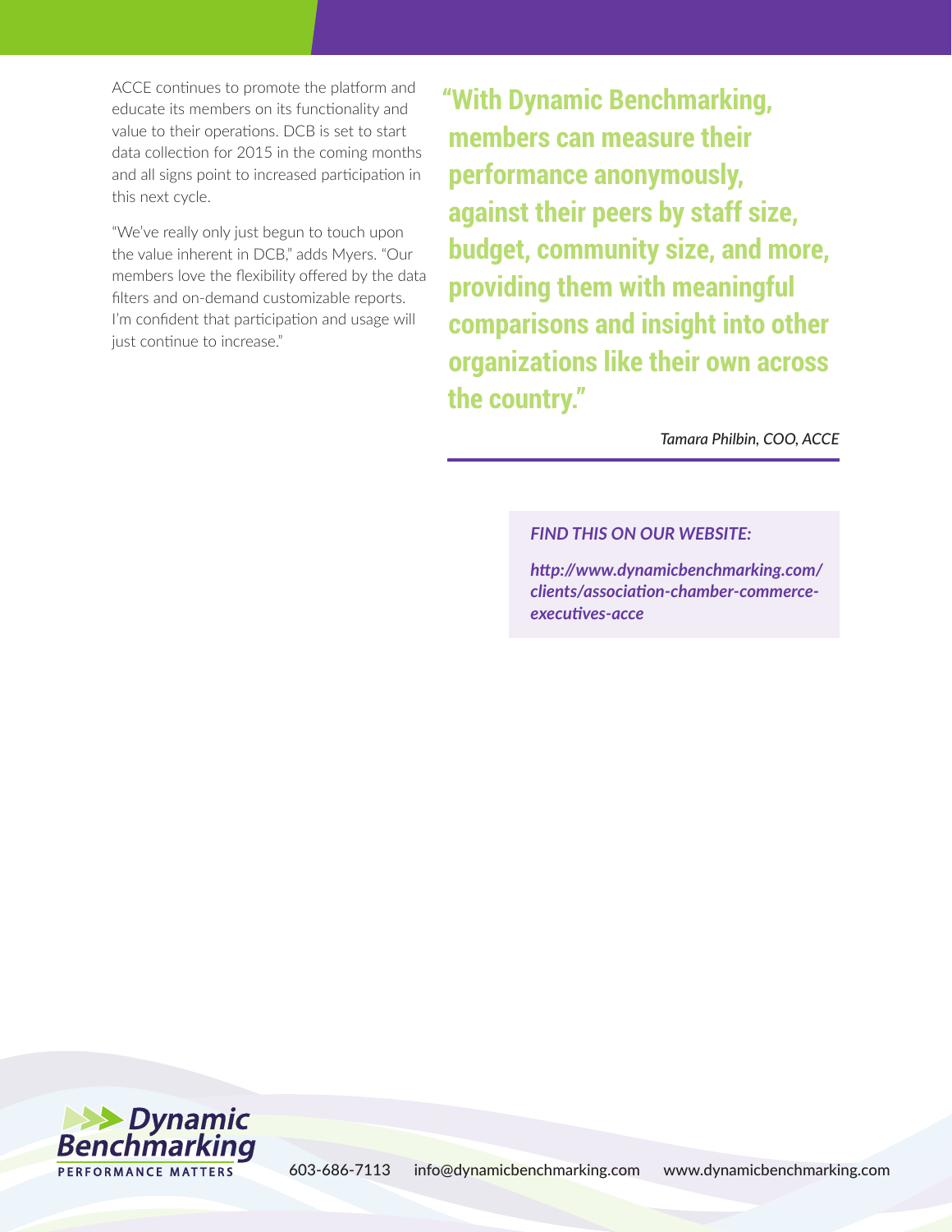ACCE continues to promote the platform and educate its members on its functionality and value to their operations. DCB is set to start data collection for 2015 in the coming months and all signs point to increased participation in this next cycle.

"We've really only just begun to touch upon the value inherent in DCB," adds Myers. "Our members love the flexibility offered by the data filters and on-demand customizable reports. I'm confident that participation and usage will just continue to increase."

**"With Dynamic Benchmarking, members can measure their performance anonymously, against their peers by staff size, budget, community size, and more, providing them with meaningful comparisons and insight into other organizations like their own across the country."**

*Tamara Philbin, COO, ACCE*

***FIND THIS ON OUR WEBSITE:***

***http://www.dynamicbenchmarking.com/clients/association-chamber-commerce-executives-acce***

Dynamic Benchmarking
PERFORMANCE MATTERS

603-686-7113 info@dynamicbenchmarking.com www.dynamicbenchmarking.com